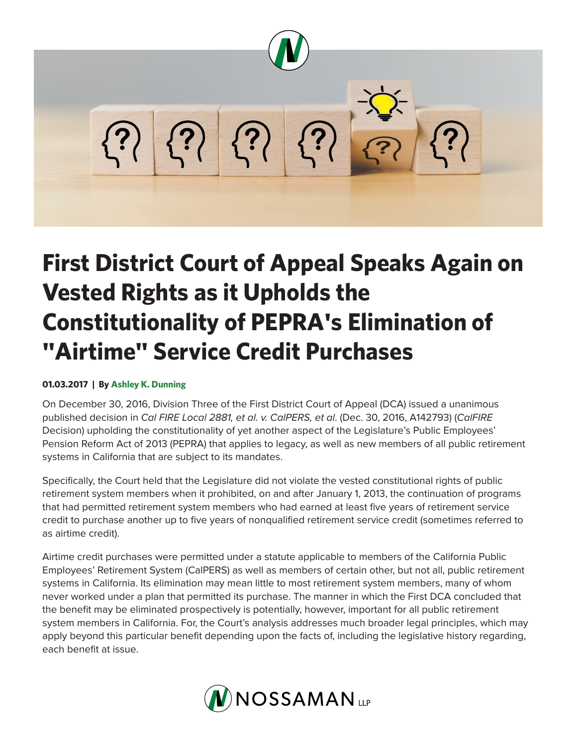# First District Court of Appeal Speaks Again on Vested Rights as it Upholds the Constitutionality of PEPRA's Elimination of "Airtime" Service Credit Purchases

**01.03.2017 | By Ashley K. Dunning**

On December 30, 2016, Division Three of the First District Court of Appeal (DCA) issued a unanimous published decision in *Cal FIRE Local 2881, et al. v. CalPERS, et al*. (Dec. 30, 2016, A142793) (*CalFIRE* Decision) upholding the constitutionality of yet another aspect of the Legislature's Public Employees' Pension Reform Act of 2013 (PEPRA) that applies to legacy, as well as new members of all public retirement systems in California that are subject to its mandates.

Specifically, the Court held that the Legislature did not violate the vested constitutional rights of public retirement system members when it prohibited, on and after January 1, 2013, the continuation of programs that had permitted retirement system members who had earned at least five years of retirement service credit to purchase another up to five years of nonqualified retirement service credit (sometimes referred to as airtime credit).

Airtime credit purchases were permitted under a statute applicable to members of the California Public Employees' Retirement System (CalPERS) as well as members of certain other, but not all, public retirement systems in California. Its elimination may mean little to most retirement system members, many of whom never worked under a plan that permitted its purchase. The manner in which the First DCA concluded that the benefit may be eliminated prospectively is potentially, however, important for all public retirement system members in California. For, the Court's analysis addresses much broader legal principles, which may apply beyond this particular benefit depending upon the facts of, including the legislative history regarding, each benefit at issue.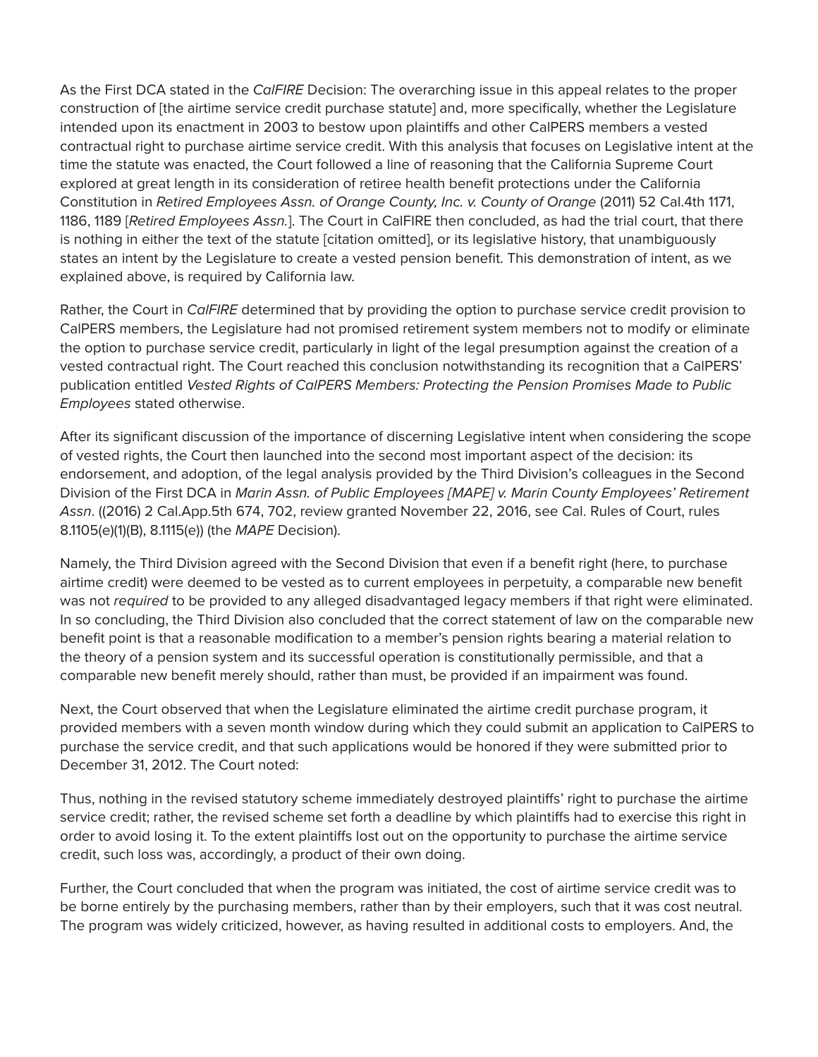As the First DCA stated in the *CalFIRE* Decision: The overarching issue in this appeal relates to the proper construction of [the airtime service credit purchase statute] and, more specifically, whether the Legislature intended upon its enactment in 2003 to bestow upon plaintiffs and other CalPERS members a vested contractual right to purchase airtime service credit. With this analysis that focuses on Legislative intent at the time the statute was enacted, the Court followed a line of reasoning that the California Supreme Court explored at great length in its consideration of retiree health benefit protections under the California Constitution in *Retired Employees Assn. of Orange County, Inc. v. County of Orange* (2011) 52 Cal.4th 1171, 1186, 1189 [*Retired Employees Assn.*]. The Court in CalFIRE then concluded, as had the trial court, that there is nothing in either the text of the statute [citation omitted], or its legislative history, that unambiguously states an intent by the Legislature to create a vested pension benefit. This demonstration of intent, as we explained above, is required by California law.

Rather, the Court in *CalFIRE* determined that by providing the option to purchase service credit provision to CalPERS members, the Legislature had not promised retirement system members not to modify or eliminate the option to purchase service credit, particularly in light of the legal presumption against the creation of a vested contractual right. The Court reached this conclusion notwithstanding its recognition that a CalPERS' publication entitled *Vested Rights of CalPERS Members: Protecting the Pension Promises Made to Public Employees* stated otherwise.

After its significant discussion of the importance of discerning Legislative intent when considering the scope of vested rights, the Court then launched into the second most important aspect of the decision: its endorsement, and adoption, of the legal analysis provided by the Third Division's colleagues in the Second Division of the First DCA in *Marin Assn. of Public Employees [MAPE] v. Marin County Employees' Retirement Assn*. ((2016) 2 Cal.App.5th 674, 702, review granted November 22, 2016, see Cal. Rules of Court, rules 8.1105(e)(1)(B), 8.1115(e)) (the *MAPE* Decision).

Namely, the Third Division agreed with the Second Division that even if a benefit right (here, to purchase airtime credit) were deemed to be vested as to current employees in perpetuity, a comparable new benefit was not *required* to be provided to any alleged disadvantaged legacy members if that right were eliminated. In so concluding, the Third Division also concluded that the correct statement of law on the comparable new benefit point is that a reasonable modification to a member's pension rights bearing a material relation to the theory of a pension system and its successful operation is constitutionally permissible, and that a comparable new benefit merely should, rather than must, be provided if an impairment was found.

Next, the Court observed that when the Legislature eliminated the airtime credit purchase program, it provided members with a seven month window during which they could submit an application to CalPERS to purchase the service credit, and that such applications would be honored if they were submitted prior to December 31, 2012. The Court noted:

Thus, nothing in the revised statutory scheme immediately destroyed plaintiffs' right to purchase the airtime service credit; rather, the revised scheme set forth a deadline by which plaintiffs had to exercise this right in order to avoid losing it. To the extent plaintiffs lost out on the opportunity to purchase the airtime service credit, such loss was, accordingly, a product of their own doing.

Further, the Court concluded that when the program was initiated, the cost of airtime service credit was to be borne entirely by the purchasing members, rather than by their employers, such that it was cost neutral. The program was widely criticized, however, as having resulted in additional costs to employers. And, the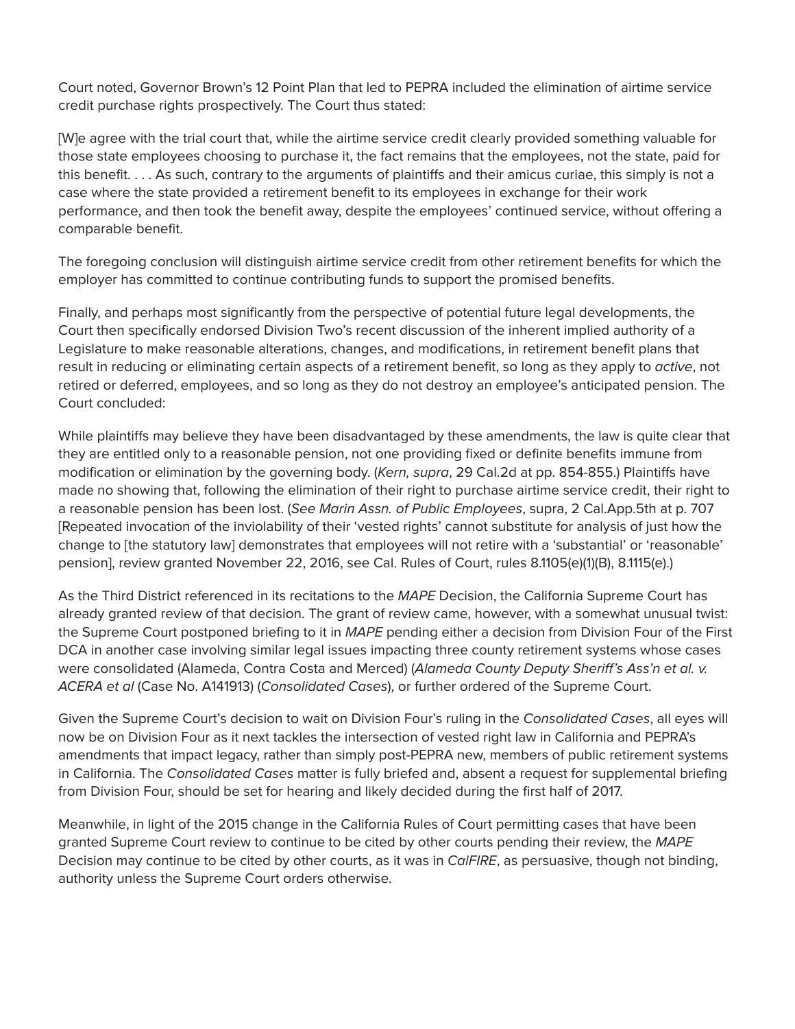Court noted, Governor Brown's 12 Point Plan that led to PEPRA included the elimination of airtime service credit purchase rights prospectively. The Court thus stated:

[W]e agree with the trial court that, while the airtime service credit clearly provided something valuable for those state employees choosing to purchase it, the fact remains that the employees, not the state, paid for this benefit. . . . As such, contrary to the arguments of plaintiffs and their amicus curiae, this simply is not a case where the state provided a retirement benefit to its employees in exchange for their work performance, and then took the benefit away, despite the employees' continued service, without offering a comparable benefit.

The foregoing conclusion will distinguish airtime service credit from other retirement benefits for which the employer has committed to continue contributing funds to support the promised benefits.

Finally, and perhaps most significantly from the perspective of potential future legal developments, the Court then specifically endorsed Division Two's recent discussion of the inherent implied authority of a Legislature to make reasonable alterations, changes, and modifications, in retirement benefit plans that result in reducing or eliminating certain aspects of a retirement benefit, so long as they apply to *active*, not retired or deferred, employees, and so long as they do not destroy an employee's anticipated pension. The Court concluded:

While plaintiffs may believe they have been disadvantaged by these amendments, the law is quite clear that they are entitled only to a reasonable pension, not one providing fixed or definite benefits immune from modification or elimination by the governing body. (*Kern, supra*, 29 Cal.2d at pp. 854-855.) Plaintiffs have made no showing that, following the elimination of their right to purchase airtime service credit, their right to a reasonable pension has been lost. (*See Marin Assn. of Public Employees*, supra, 2 Cal.App.5th at p. 707 [Repeated invocation of the inviolability of their 'vested rights' cannot substitute for analysis of just how the change to [the statutory law] demonstrates that employees will not retire with a 'substantial' or 'reasonable' pension], review granted November 22, 2016, see Cal. Rules of Court, rules 8.1105(e)(1)(B), 8.1115(e).)

As the Third District referenced in its recitations to the *MAPE* Decision, the California Supreme Court has already granted review of that decision. The grant of review came, however, with a somewhat unusual twist: the Supreme Court postponed briefing to it in *MAPE* pending either a decision from Division Four of the First DCA in another case involving similar legal issues impacting three county retirement systems whose cases were consolidated (Alameda, Contra Costa and Merced) (*Alameda County Deputy Sheriff's Ass'n et al. v. ACERA et al* (Case No. A141913) (*Consolidated Cases*), or further ordered of the Supreme Court.

Given the Supreme Court's decision to wait on Division Four's ruling in the *Consolidated Cases*, all eyes will now be on Division Four as it next tackles the intersection of vested right law in California and PEPRA's amendments that impact legacy, rather than simply post-PEPRA new, members of public retirement systems in California. The *Consolidated Cases* matter is fully briefed and, absent a request for supplemental briefing from Division Four, should be set for hearing and likely decided during the first half of 2017.

Meanwhile, in light of the 2015 change in the California Rules of Court permitting cases that have been granted Supreme Court review to continue to be cited by other courts pending their review, the *MAPE* Decision may continue to be cited by other courts, as it was in *CalFIRE*, as persuasive, though not binding, authority unless the Supreme Court orders otherwise.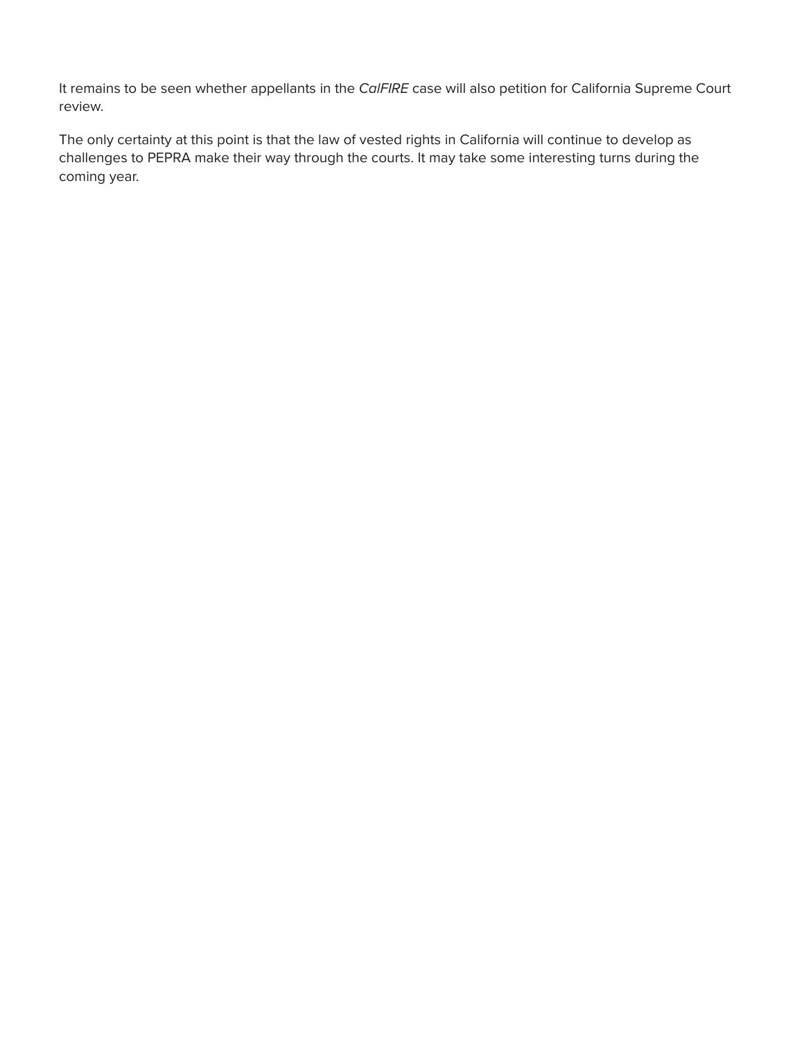It remains to be seen whether appellants in the *CalFIRE* case will also petition for California Supreme Court review.

The only certainty at this point is that the law of vested rights in California will continue to develop as challenges to PEPRA make their way through the courts. It may take some interesting turns during the coming year.